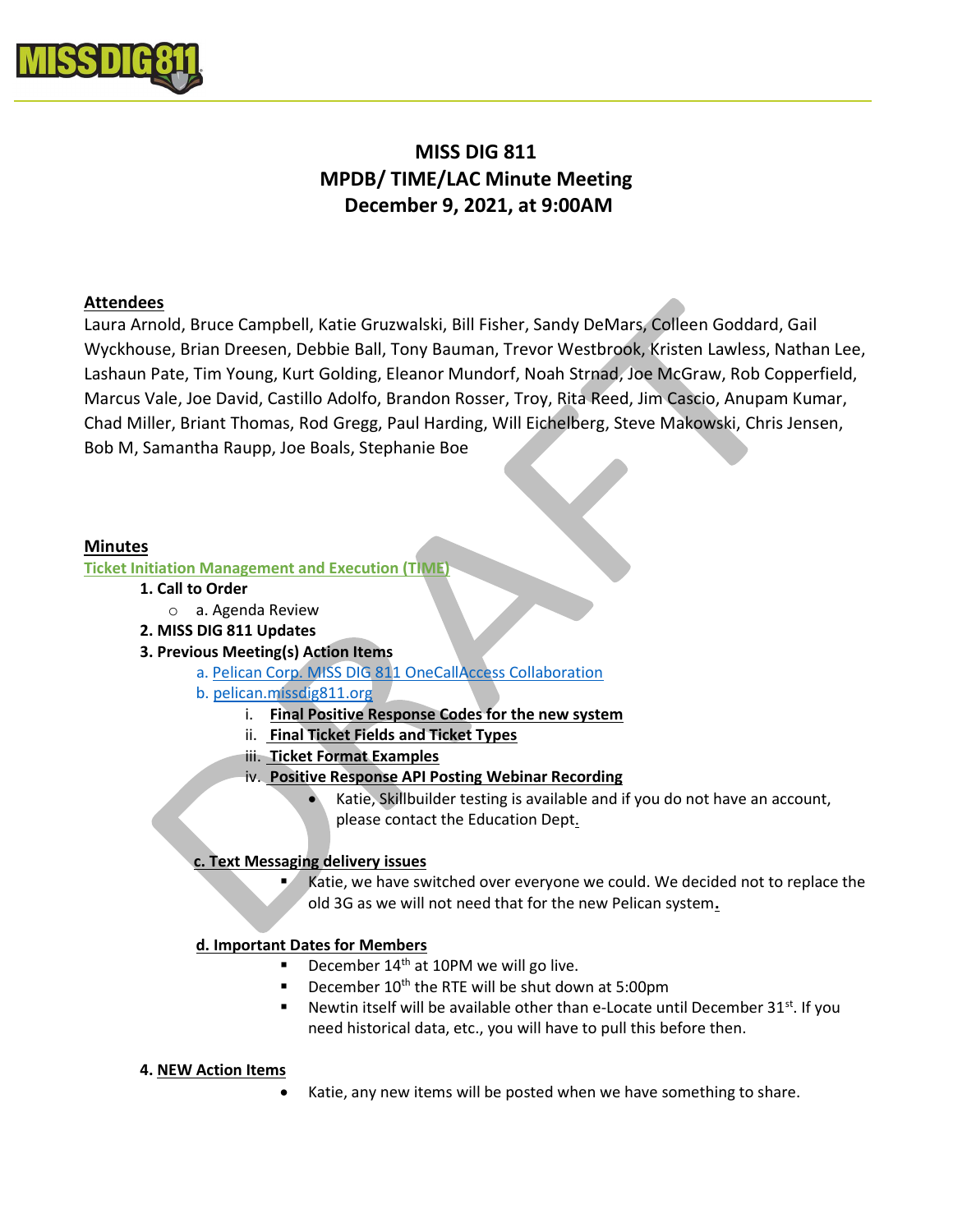# MISS DIG 811
## MPDB/ TIME/LAC Minute Meeting
## December 9, 2021, at 9:00AM

**Attendees**

Laura Arnold, Bruce Campbell, Katie Gruzwalski, Bill Fisher, Sandy DeMars, Colleen Goddard, Gail Wyckhouse, Brian Dreesen, Debbie Ball, Tony Bauman, Trevor Westbrook, Kristen Lawless, Nathan Lee, Lashaun Pate, Tim Young, Kurt Golding, Eleanor Mundorf, Noah Strnad, Joe McGraw, Rob Copperfield, Marcus Vale, Joe David, Castillo Adolfo, Brandon Rosser, Troy, Rita Reed, Jim Cascio, Anupam Kumar, Chad Miller, Briant Thomas, Rod Gregg, Paul Harding, Will Eichelberg, Steve Makowski, Chris Jensen, Bob M, Samantha Raupp, Joe Boals, Stephanie Boe

**Minutes**

**Ticket Initiation Management and Execution (TIME)**

1. **Call to Order**
   - a. Agenda Review
2. **MISS DIG 811 Updates**
3. **Previous Meeting(s) Action Items**
   - a. Pelican Corp. MISS DIG 811 OneCallAccess Collaboration
   - b. pelican.missdig811.org
     - i. **Final Positive Response Codes for the new system**
     - ii. **Final Ticket Fields and Ticket Types**
     - iii. **Ticket Format Examples**
     - iv. **Positive Response API Posting Webinar Recording**
       - Katie, Skillbuilder testing is available and if you do not have an account, please contact the Education Dept.

   **c. Text Messaging delivery issues**
   - Katie, we have switched over everyone we could. We decided not to replace the old 3G as we will not need that for the new Pelican system.

   **d. Important Dates for Members**
   - December 14th at 10PM we will go live.
   - December 10th the RTE will be shut down at 5:00pm
   - Newtin itself will be available other than e-Locate until December 31st. If you need historical data, etc., you will have to pull this before then.

4. **NEW Action Items**
   - Katie, any new items will be posted when we have something to share.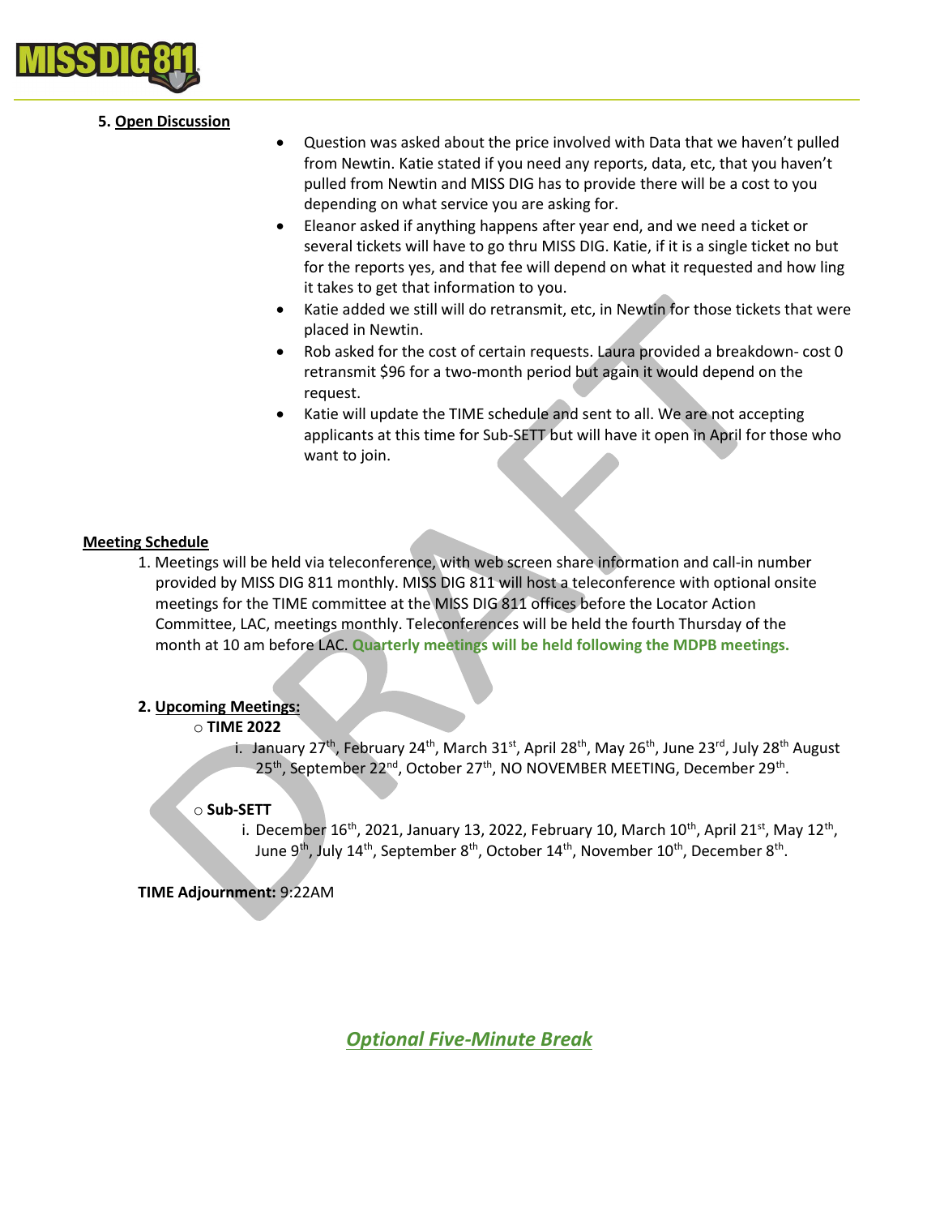## 5. Open Discussion

- Question was asked about the price involved with Data that we haven't pulled from Newtin. Katie stated if you need any reports, data, etc, that you haven't pulled from Newtin and MISS DIG has to provide there will be a cost to you depending on what service you are asking for.
- Eleanor asked if anything happens after year end, and we need a ticket or several tickets will have to go thru MISS DIG. Katie, if it is a single ticket no but for the reports yes, and that fee will depend on what it requested and how ling it takes to get that information to you.
- Katie added we still will do retransmit, etc, in Newtin for those tickets that were placed in Newtin.
- Rob asked for the cost of certain requests. Laura provided a breakdown- cost 0 retransmit $96 for a two-month period but again it would depend on the request.
- Katie will update the TIME schedule and sent to all. We are not accepting applicants at this time for Sub-SETT but will have it open in April for those who want to join.

## Meeting Schedule

1. Meetings will be held via teleconference, with web screen share information and call-in number provided by MISS DIG 811 monthly. MISS DIG 811 will host a teleconference with optional onsite meetings for the TIME committee at the MISS DIG 811 offices before the Locator Action Committee, LAC, meetings monthly. Teleconferences will be held the fourth Thursday of the month at 10 am before LAC. **Quarterly meetings will be held following the MDPB meetings.**

2. **Upcoming Meetings:**
   - **TIME 2022**
     i. January 27th, February 24th, March 31st, April 28th, May 26th, June 23rd, July 28th August 25th, September 22nd, October 27th, NO NOVEMBER MEETING, December 29th.
   - **Sub-SETT**
     i. December 16th, 2021, January 13, 2022, February 10, March 10th, April 21st, May 12th, June 9th, July 14th, September 8th, October 14th, November 10th, December 8th.

**TIME Adjournment:** 9:22AM

***Optional Five-Minute Break***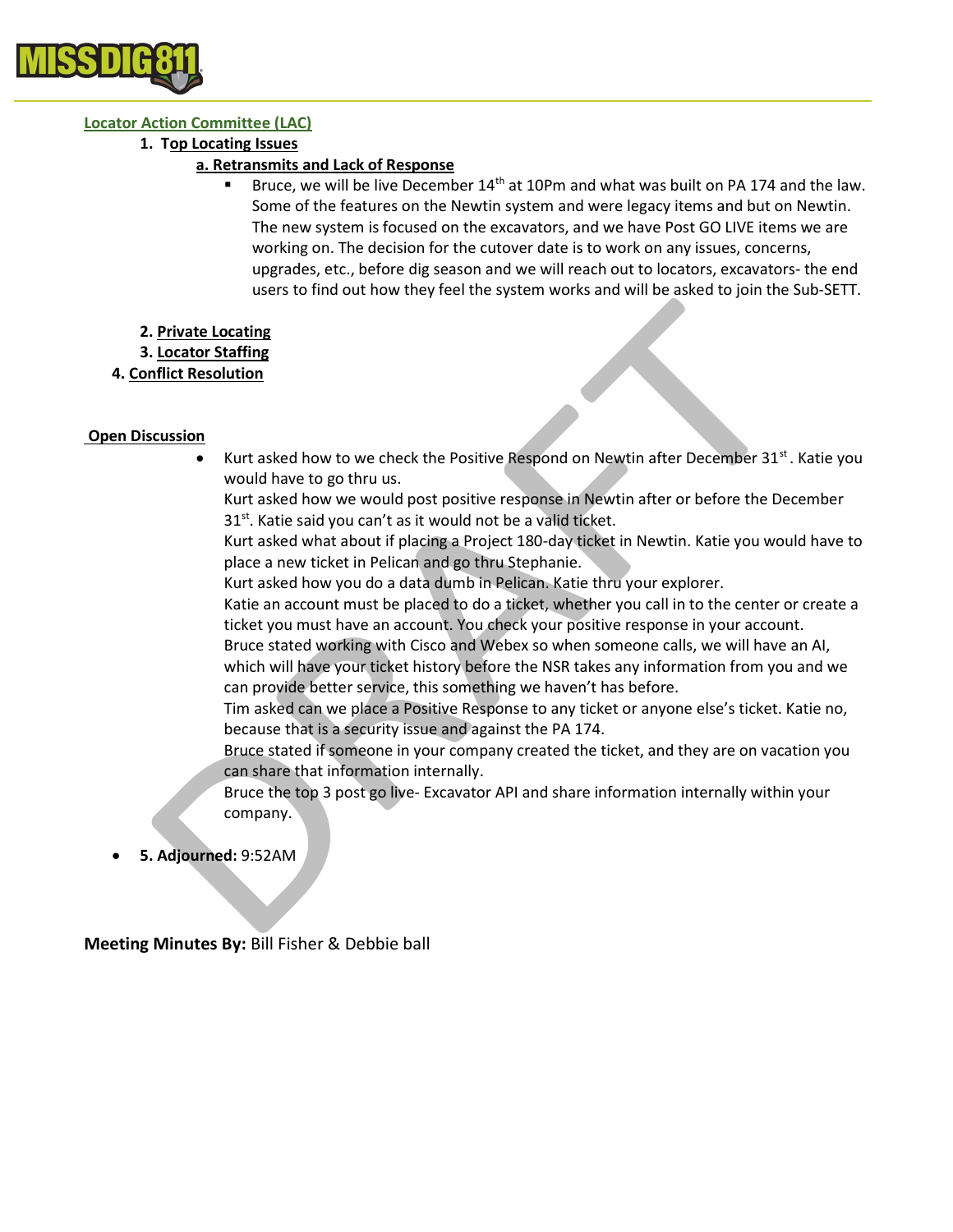## Locator Action Committee (LAC)

1. **Top Locating Issues**

   **a. Retransmits and Lack of Response**

   - Bruce, we will be live December 14th at 10Pm and what was built on PA 174 and the law. Some of the features on the Newtin system and were legacy items and but on Newtin. The new system is focused on the excavators, and we have Post GO LIVE items we are working on. The decision for the cutover date is to work on any issues, concerns, upgrades, etc., before dig season and we will reach out to locators, excavators- the end users to find out how they feel the system works and will be asked to join the Sub-SETT.

2. **Private Locating**
3. **Locator Staffing**
4. **Conflict Resolution**

## Open Discussion

- Kurt asked how to we check the Positive Respond on Newtin after December 31st. Katie you would have to go thru us.
  Kurt asked how we would post positive response in Newtin after or before the December 31st. Katie said you can't as it would not be a valid ticket.
  Kurt asked what about if placing a Project 180-day ticket in Newtin. Katie you would have to place a new ticket in Pelican and go thru Stephanie.
  Kurt asked how you do a data dumb in Pelican. Katie thru your explorer.
  Katie an account must be placed to do a ticket, whether you call in to the center or create a ticket you must have an account. You check your positive response in your account.
  Bruce stated working with Cisco and Webex so when someone calls, we will have an AI, which will have your ticket history before the NSR takes any information from you and we can provide better service, this something we haven't has before.
  Tim asked can we place a Positive Response to any ticket or anyone else's ticket. Katie no, because that is a security issue and against the PA 174.
  Bruce stated if someone in your company created the ticket, and they are on vacation you can share that information internally.
  Bruce the top 3 post go live- Excavator API and share information internally within your company.

- **5. Adjourned:** 9:52AM

**Meeting Minutes By:** Bill Fisher & Debbie ball